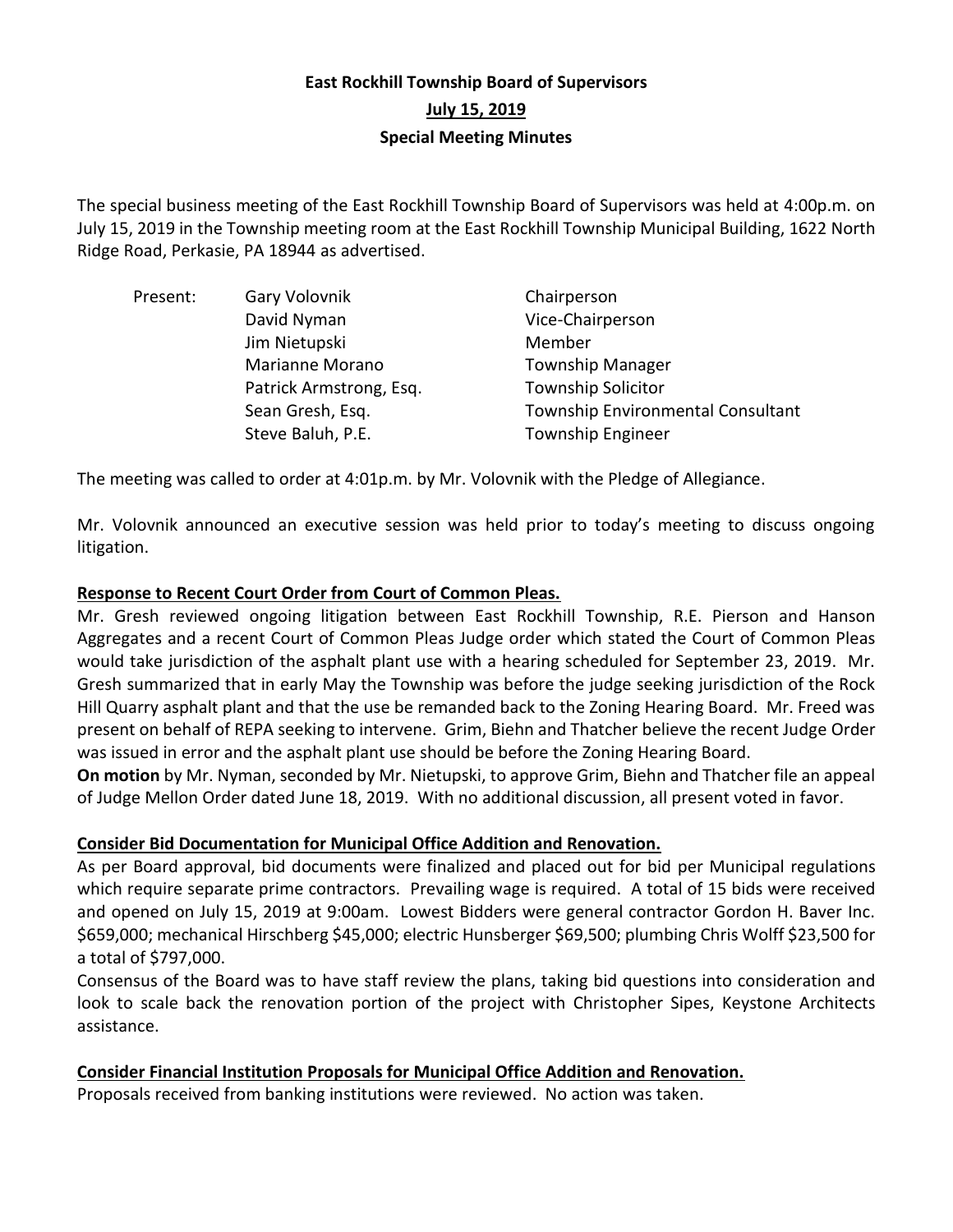# East Rockhill Township Board of Supervisors

## July 15, 2019

## Special Meeting Minutes

The special business meeting of the East Rockhill Township Board of Supervisors was held at 4:00p.m. on July 15, 2019 in the Township meeting room at the East Rockhill Township Municipal Building, 1622 North Ridge Road, Perkasie, PA 18944 as advertised.

| Present: | | |
|---|---|---|
| | Gary Volovnik | Chairperson |
| | David Nyman | Vice-Chairperson |
| | Jim Nietupski | Member |
| | Marianne Morano | Township Manager |
| | Patrick Armstrong, Esq. | Township Solicitor |
| | Sean Gresh, Esq. | Township Environmental Consultant |
| | Steve Baluh, P.E. | Township Engineer |

The meeting was called to order at 4:01p.m. by Mr. Volovnik with the Pledge of Allegiance.

Mr. Volovnik announced an executive session was held prior to today's meeting to discuss ongoing litigation.

**Response to Recent Court Order from Court of Common Pleas.**

Mr. Gresh reviewed ongoing litigation between East Rockhill Township, R.E. Pierson and Hanson Aggregates and a recent Court of Common Pleas Judge order which stated the Court of Common Pleas would take jurisdiction of the asphalt plant use with a hearing scheduled for September 23, 2019. Mr. Gresh summarized that in early May the Township was before the judge seeking jurisdiction of the Rock Hill Quarry asphalt plant and that the use be remanded back to the Zoning Hearing Board. Mr. Freed was present on behalf of REPA seeking to intervene. Grim, Biehn and Thatcher believe the recent Judge Order was issued in error and the asphalt plant use should be before the Zoning Hearing Board.

**On motion** by Mr. Nyman, seconded by Mr. Nietupski, to approve Grim, Biehn and Thatcher file an appeal of Judge Mellon Order dated June 18, 2019. With no additional discussion, all present voted in favor.

**Consider Bid Documentation for Municipal Office Addition and Renovation.**

As per Board approval, bid documents were finalized and placed out for bid per Municipal regulations which require separate prime contractors. Prevailing wage is required. A total of 15 bids were received and opened on July 15, 2019 at 9:00am. Lowest Bidders were general contractor Gordon H. Baver Inc. $659,000; mechanical Hirschberg $45,000; electric Hunsberger $69,500; plumbing Chris Wolff $23,500 for a total of $797,000.

Consensus of the Board was to have staff review the plans, taking bid questions into consideration and look to scale back the renovation portion of the project with Christopher Sipes, Keystone Architects assistance.

**Consider Financial Institution Proposals for Municipal Office Addition and Renovation.**

Proposals received from banking institutions were reviewed. No action was taken.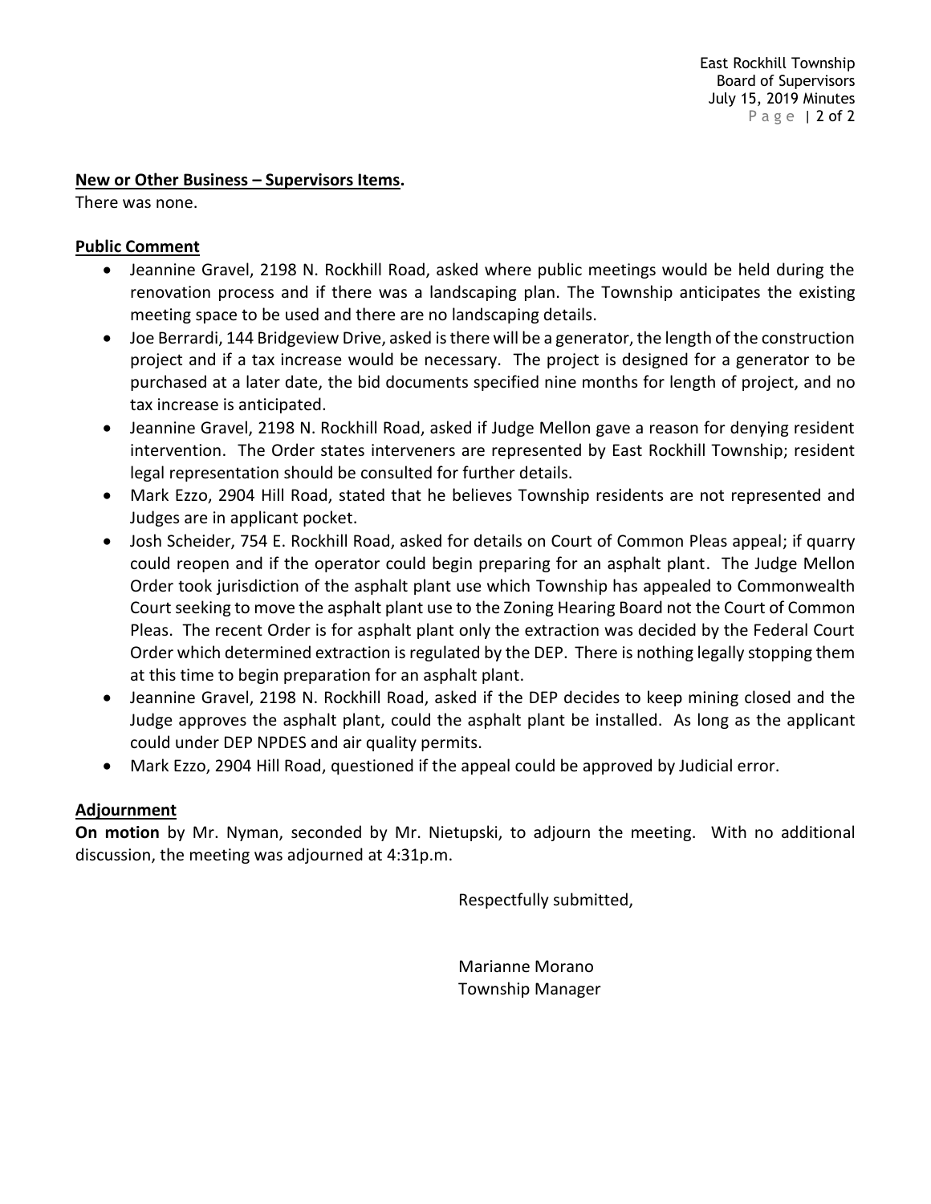**New or Other Business – Supervisors Items.**

There was none.

**Public Comment**

- Jeannine Gravel, 2198 N. Rockhill Road, asked where public meetings would be held during the renovation process and if there was a landscaping plan. The Township anticipates the existing meeting space to be used and there are no landscaping details.
- Joe Berrardi, 144 Bridgeview Drive, asked is there will be a generator, the length of the construction project and if a tax increase would be necessary. The project is designed for a generator to be purchased at a later date, the bid documents specified nine months for length of project, and no tax increase is anticipated.
- Jeannine Gravel, 2198 N. Rockhill Road, asked if Judge Mellon gave a reason for denying resident intervention. The Order states interveners are represented by East Rockhill Township; resident legal representation should be consulted for further details.
- Mark Ezzo, 2904 Hill Road, stated that he believes Township residents are not represented and Judges are in applicant pocket.
- Josh Scheider, 754 E. Rockhill Road, asked for details on Court of Common Pleas appeal; if quarry could reopen and if the operator could begin preparing for an asphalt plant. The Judge Mellon Order took jurisdiction of the asphalt plant use which Township has appealed to Commonwealth Court seeking to move the asphalt plant use to the Zoning Hearing Board not the Court of Common Pleas. The recent Order is for asphalt plant only the extraction was decided by the Federal Court Order which determined extraction is regulated by the DEP. There is nothing legally stopping them at this time to begin preparation for an asphalt plant.
- Jeannine Gravel, 2198 N. Rockhill Road, asked if the DEP decides to keep mining closed and the Judge approves the asphalt plant, could the asphalt plant be installed. As long as the applicant could under DEP NPDES and air quality permits.
- Mark Ezzo, 2904 Hill Road, questioned if the appeal could be approved by Judicial error.

**Adjournment**

**On motion** by Mr. Nyman, seconded by Mr. Nietupski, to adjourn the meeting. With no additional discussion, the meeting was adjourned at 4:31p.m.

Respectfully submitted,

Marianne Morano
Township Manager